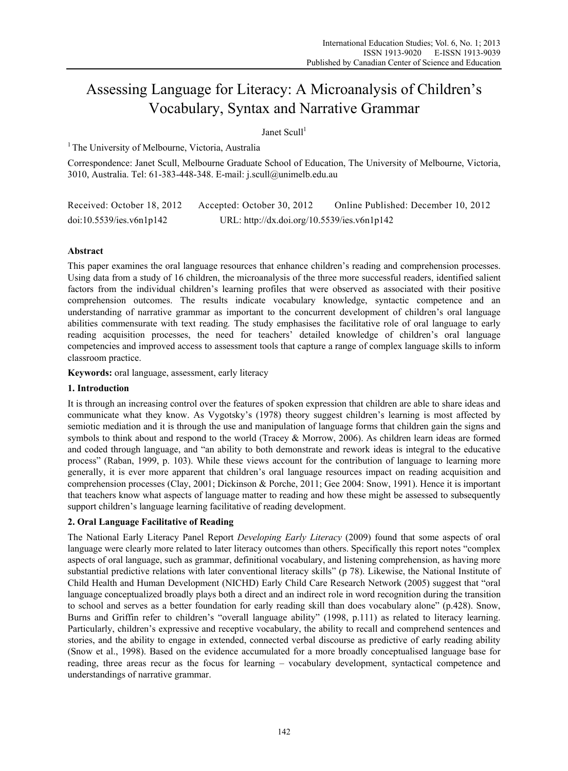# Assessing Language for Literacy: A Microanalysis of Children's Vocabulary, Syntax and Narrative Grammar

Janet Scull[1]

[1] The University of Melbourne, Victoria, Australia

Correspondence: Janet Scull, Melbourne Graduate School of Education, The University of Melbourne, Victoria, 3010, Australia. Tel: 61-383-448-348. E-mail: j.scull@unimelb.edu.au

Received: October 18, 2012 Accepted: October 30, 2012 Online Published: December 10, 2012

doi:10.5539/ies.v6n1p142 URL: http://dx.doi.org/10.5539/ies.v6n1p142

## Abstract

This paper examines the oral language resources that enhance children's reading and comprehension processes. Using data from a study of 16 children, the microanalysis of the three more successful readers, identified salient factors from the individual children's learning profiles that were observed as associated with their positive comprehension outcomes. The results indicate vocabulary knowledge, syntactic competence and an understanding of narrative grammar as important to the concurrent development of children's oral language abilities commensurate with text reading. The study emphasises the facilitative role of oral language to early reading acquisition processes, the need for teachers' detailed knowledge of children's oral language competencies and improved access to assessment tools that capture a range of complex language skills to inform classroom practice.

**Keywords:** oral language, assessment, early literacy

## 1. Introduction

It is through an increasing control over the features of spoken expression that children are able to share ideas and communicate what they know. As Vygotsky's (1978) theory suggest children's learning is most affected by semiotic mediation and it is through the use and manipulation of language forms that children gain the signs and symbols to think about and respond to the world (Tracey & Morrow, 2006). As children learn ideas are formed and coded through language, and "an ability to both demonstrate and rework ideas is integral to the educative process" (Raban, 1999, p. 103). While these views account for the contribution of language to learning more generally, it is ever more apparent that children's oral language resources impact on reading acquisition and comprehension processes (Clay, 2001; Dickinson & Porche, 2011; Gee 2004: Snow, 1991). Hence it is important that teachers know what aspects of language matter to reading and how these might be assessed to subsequently support children's language learning facilitative of reading development.

## 2. Oral Language Facilitative of Reading

The National Early Literacy Panel Report *Developing Early Literacy* (2009) found that some aspects of oral language were clearly more related to later literacy outcomes than others. Specifically this report notes "complex aspects of oral language, such as grammar, definitional vocabulary, and listening comprehension, as having more substantial predictive relations with later conventional literacy skills" (p 78). Likewise, the National Institute of Child Health and Human Development (NICHD) Early Child Care Research Network (2005) suggest that "oral language conceptualized broadly plays both a direct and an indirect role in word recognition during the transition to school and serves as a better foundation for early reading skill than does vocabulary alone" (p.428). Snow, Burns and Griffin refer to children's "overall language ability" (1998, p.111) as related to literacy learning. Particularly, children's expressive and receptive vocabulary, the ability to recall and comprehend sentences and stories, and the ability to engage in extended, connected verbal discourse as predictive of early reading ability (Snow et al., 1998). Based on the evidence accumulated for a more broadly conceptualised language base for reading, three areas recur as the focus for learning – vocabulary development, syntactical competence and understandings of narrative grammar.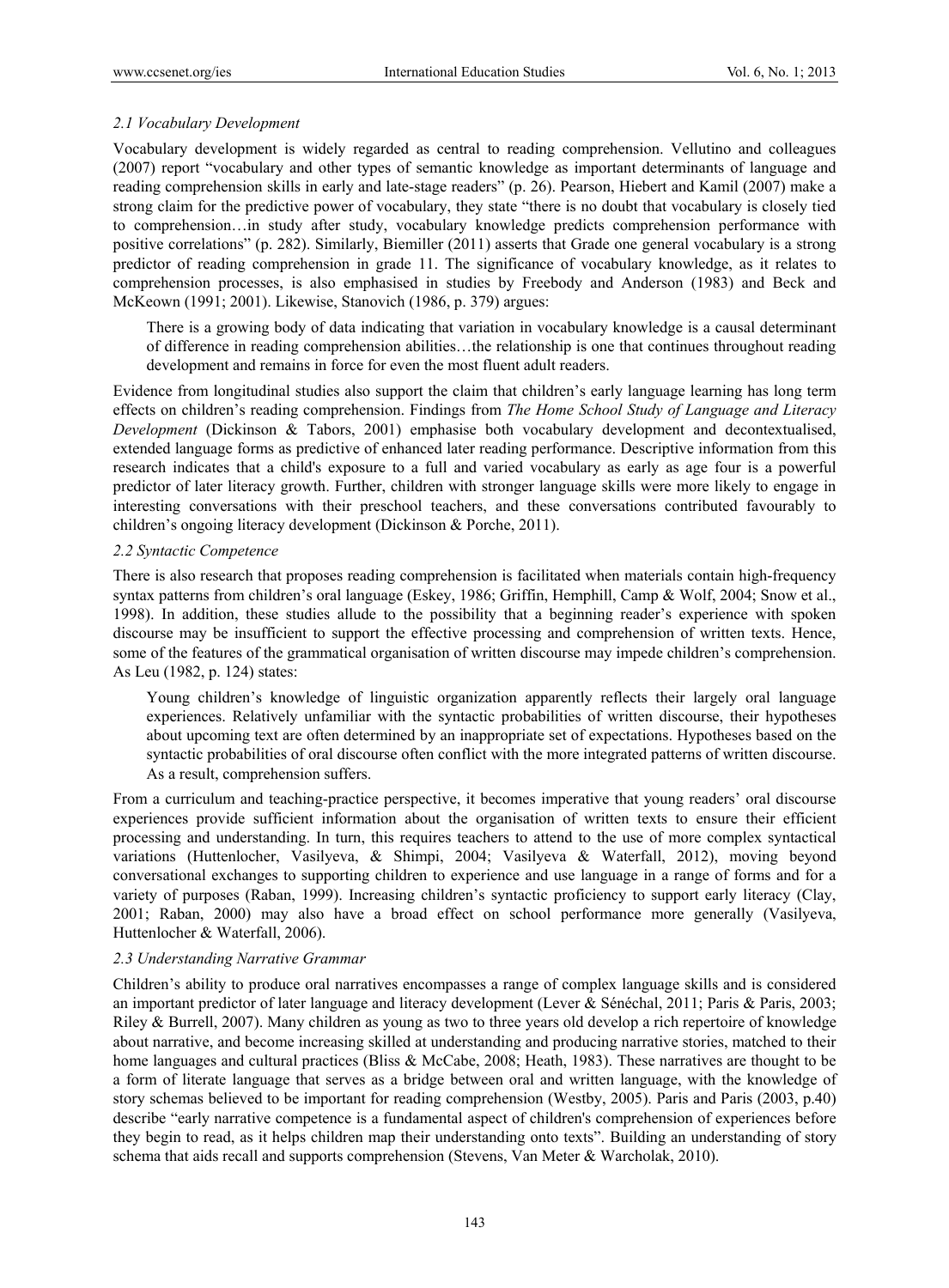### *2.1 Vocabulary Development*

Vocabulary development is widely regarded as central to reading comprehension. Vellutino and colleagues (2007) report "vocabulary and other types of semantic knowledge as important determinants of language and reading comprehension skills in early and late-stage readers" (p. 26). Pearson, Hiebert and Kamil (2007) make a strong claim for the predictive power of vocabulary, they state "there is no doubt that vocabulary is closely tied to comprehension…in study after study, vocabulary knowledge predicts comprehension performance with positive correlations" (p. 282). Similarly, Biemiller (2011) asserts that Grade one general vocabulary is a strong predictor of reading comprehension in grade 11. The significance of vocabulary knowledge, as it relates to comprehension processes, is also emphasised in studies by Freebody and Anderson (1983) and Beck and McKeown (1991; 2001). Likewise, Stanovich (1986, p. 379) argues:

> There is a growing body of data indicating that variation in vocabulary knowledge is a causal determinant of difference in reading comprehension abilities…the relationship is one that continues throughout reading development and remains in force for even the most fluent adult readers.

Evidence from longitudinal studies also support the claim that children's early language learning has long term effects on children's reading comprehension. Findings from *The Home School Study of Language and Literacy Development* (Dickinson & Tabors, 2001) emphasise both vocabulary development and decontextualised, extended language forms as predictive of enhanced later reading performance. Descriptive information from this research indicates that a child's exposure to a full and varied vocabulary as early as age four is a powerful predictor of later literacy growth. Further, children with stronger language skills were more likely to engage in interesting conversations with their preschool teachers, and these conversations contributed favourably to children's ongoing literacy development (Dickinson & Porche, 2011).

### *2.2 Syntactic Competence*

There is also research that proposes reading comprehension is facilitated when materials contain high-frequency syntax patterns from children's oral language (Eskey, 1986; Griffin, Hemphill, Camp & Wolf, 2004; Snow et al., 1998). In addition, these studies allude to the possibility that a beginning reader's experience with spoken discourse may be insufficient to support the effective processing and comprehension of written texts. Hence, some of the features of the grammatical organisation of written discourse may impede children's comprehension. As Leu (1982, p. 124) states:

> Young children's knowledge of linguistic organization apparently reflects their largely oral language experiences. Relatively unfamiliar with the syntactic probabilities of written discourse, their hypotheses about upcoming text are often determined by an inappropriate set of expectations. Hypotheses based on the syntactic probabilities of oral discourse often conflict with the more integrated patterns of written discourse. As a result, comprehension suffers.

From a curriculum and teaching-practice perspective, it becomes imperative that young readers' oral discourse experiences provide sufficient information about the organisation of written texts to ensure their efficient processing and understanding. In turn, this requires teachers to attend to the use of more complex syntactical variations (Huttenlocher, Vasilyeva, & Shimpi, 2004; Vasilyeva & Waterfall, 2012), moving beyond conversational exchanges to supporting children to experience and use language in a range of forms and for a variety of purposes (Raban, 1999). Increasing children's syntactic proficiency to support early literacy (Clay, 2001; Raban, 2000) may also have a broad effect on school performance more generally (Vasilyeva, Huttenlocher & Waterfall, 2006).

### *2.3 Understanding Narrative Grammar*

Children's ability to produce oral narratives encompasses a range of complex language skills and is considered an important predictor of later language and literacy development (Lever & Sénéchal, 2011; Paris & Paris, 2003; Riley & Burrell, 2007). Many children as young as two to three years old develop a rich repertoire of knowledge about narrative, and become increasing skilled at understanding and producing narrative stories, matched to their home languages and cultural practices (Bliss & McCabe, 2008; Heath, 1983). These narratives are thought to be a form of literate language that serves as a bridge between oral and written language, with the knowledge of story schemas believed to be important for reading comprehension (Westby, 2005). Paris and Paris (2003, p.40) describe "early narrative competence is a fundamental aspect of children's comprehension of experiences before they begin to read, as it helps children map their understanding onto texts". Building an understanding of story schema that aids recall and supports comprehension (Stevens, Van Meter & Warcholak, 2010).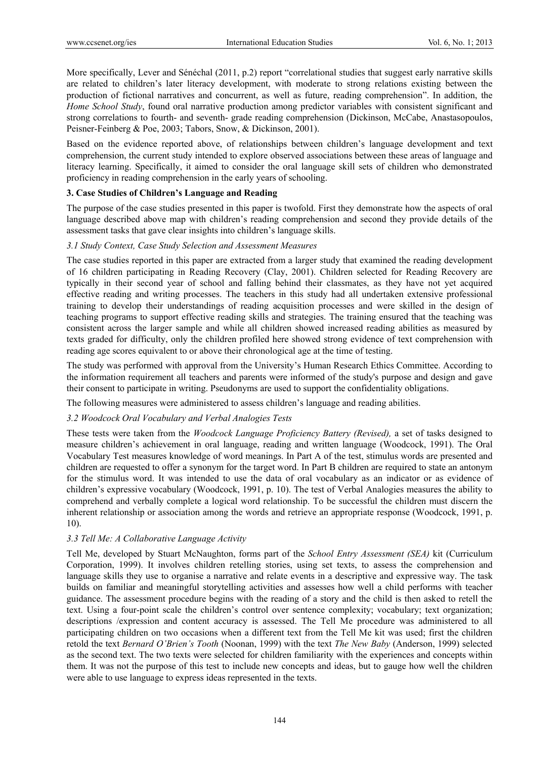More specifically, Lever and Sénéchal (2011, p.2) report "correlational studies that suggest early narrative skills are related to children's later literacy development, with moderate to strong relations existing between the production of fictional narratives and concurrent, as well as future, reading comprehension". In addition, the *Home School Study*, found oral narrative production among predictor variables with consistent significant and strong correlations to fourth- and seventh- grade reading comprehension (Dickinson, McCabe, Anastasopoulos, Peisner-Feinberg & Poe, 2003; Tabors, Snow, & Dickinson, 2001).

Based on the evidence reported above, of relationships between children's language development and text comprehension, the current study intended to explore observed associations between these areas of language and literacy learning. Specifically, it aimed to consider the oral language skill sets of children who demonstrated proficiency in reading comprehension in the early years of schooling.

### 3. Case Studies of Children's Language and Reading

The purpose of the case studies presented in this paper is twofold. First they demonstrate how the aspects of oral language described above map with children's reading comprehension and second they provide details of the assessment tasks that gave clear insights into children's language skills.

#### *3.1 Study Context, Case Study Selection and Assessment Measures*

The case studies reported in this paper are extracted from a larger study that examined the reading development of 16 children participating in Reading Recovery (Clay, 2001). Children selected for Reading Recovery are typically in their second year of school and falling behind their classmates, as they have not yet acquired effective reading and writing processes. The teachers in this study had all undertaken extensive professional training to develop their understandings of reading acquisition processes and were skilled in the design of teaching programs to support effective reading skills and strategies. The training ensured that the teaching was consistent across the larger sample and while all children showed increased reading abilities as measured by texts graded for difficulty, only the children profiled here showed strong evidence of text comprehension with reading age scores equivalent to or above their chronological age at the time of testing.

The study was performed with approval from the University's Human Research Ethics Committee. According to the information requirement all teachers and parents were informed of the study's purpose and design and gave their consent to participate in writing. Pseudonyms are used to support the confidentiality obligations.

The following measures were administered to assess children's language and reading abilities.

#### *3.2 Woodcock Oral Vocabulary and Verbal Analogies Tests*

These tests were taken from the *Woodcock Language Proficiency Battery (Revised),* a set of tasks designed to measure children's achievement in oral language, reading and written language (Woodcock, 1991). The Oral Vocabulary Test measures knowledge of word meanings. In Part A of the test, stimulus words are presented and children are requested to offer a synonym for the target word. In Part B children are required to state an antonym for the stimulus word. It was intended to use the data of oral vocabulary as an indicator or as evidence of children's expressive vocabulary (Woodcock, 1991, p. 10). The test of Verbal Analogies measures the ability to comprehend and verbally complete a logical word relationship. To be successful the children must discern the inherent relationship or association among the words and retrieve an appropriate response (Woodcock, 1991, p. 10).

#### *3.3 Tell Me: A Collaborative Language Activity*

Tell Me, developed by Stuart McNaughton, forms part of the *School Entry Assessment (SEA)* kit (Curriculum Corporation, 1999). It involves children retelling stories, using set texts, to assess the comprehension and language skills they use to organise a narrative and relate events in a descriptive and expressive way. The task builds on familiar and meaningful storytelling activities and assesses how well a child performs with teacher guidance. The assessment procedure begins with the reading of a story and the child is then asked to retell the text. Using a four-point scale the children's control over sentence complexity; vocabulary; text organization; descriptions /expression and content accuracy is assessed. The Tell Me procedure was administered to all participating children on two occasions when a different text from the Tell Me kit was used; first the children retold the text *Bernard O'Brien's Tooth* (Noonan, 1999) with the text *The New Baby* (Anderson, 1999) selected as the second text. The two texts were selected for children familiarity with the experiences and concepts within them. It was not the purpose of this test to include new concepts and ideas, but to gauge how well the children were able to use language to express ideas represented in the texts.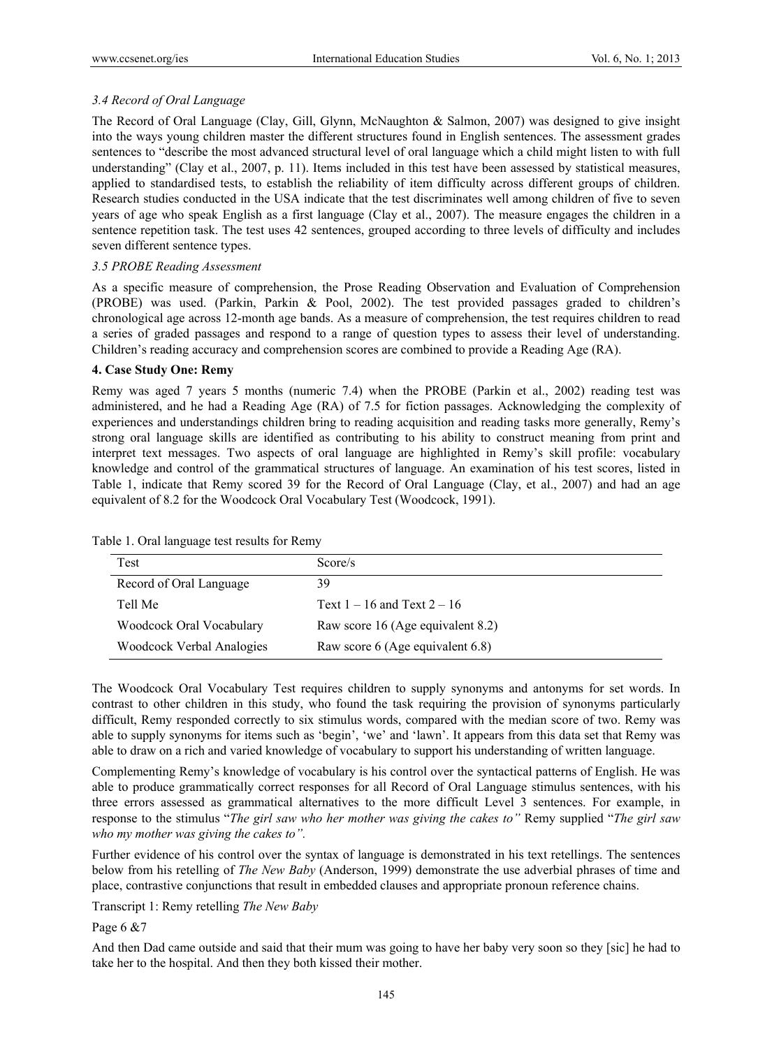### 3.4 Record of Oral Language

The Record of Oral Language (Clay, Gill, Glynn, McNaughton & Salmon, 2007) was designed to give insight into the ways young children master the different structures found in English sentences. The assessment grades sentences to "describe the most advanced structural level of oral language which a child might listen to with full understanding" (Clay et al., 2007, p. 11). Items included in this test have been assessed by statistical measures, applied to standardised tests, to establish the reliability of item difficulty across different groups of children. Research studies conducted in the USA indicate that the test discriminates well among children of five to seven years of age who speak English as a first language (Clay et al., 2007). The measure engages the children in a sentence repetition task. The test uses 42 sentences, grouped according to three levels of difficulty and includes seven different sentence types.

### 3.5 PROBE Reading Assessment

As a specific measure of comprehension, the Prose Reading Observation and Evaluation of Comprehension (PROBE) was used. (Parkin, Parkin & Pool, 2002). The test provided passages graded to children's chronological age across 12-month age bands. As a measure of comprehension, the test requires children to read a series of graded passages and respond to a range of question types to assess their level of understanding. Children's reading accuracy and comprehension scores are combined to provide a Reading Age (RA).

## 4. Case Study One: Remy

Remy was aged 7 years 5 months (numeric 7.4) when the PROBE (Parkin et al., 2002) reading test was administered, and he had a Reading Age (RA) of 7.5 for fiction passages. Acknowledging the complexity of experiences and understandings children bring to reading acquisition and reading tasks more generally, Remy's strong oral language skills are identified as contributing to his ability to construct meaning from print and interpret text messages. Two aspects of oral language are highlighted in Remy's skill profile: vocabulary knowledge and control of the grammatical structures of language. An examination of his test scores, listed in Table 1, indicate that Remy scored 39 for the Record of Oral Language (Clay, et al., 2007) and had an age equivalent of 8.2 for the Woodcock Oral Vocabulary Test (Woodcock, 1991).

Table 1. Oral language test results for Remy

| Test | Score/s |
|---|---|
| Record of Oral Language | 39 |
| Tell Me | Text 1 – 16 and Text 2 – 16 |
| Woodcock Oral Vocabulary | Raw score 16 (Age equivalent 8.2) |
| Woodcock Verbal Analogies | Raw score 6 (Age equivalent 6.8) |

The Woodcock Oral Vocabulary Test requires children to supply synonyms and antonyms for set words. In contrast to other children in this study, who found the task requiring the provision of synonyms particularly difficult, Remy responded correctly to six stimulus words, compared with the median score of two. Remy was able to supply synonyms for items such as 'begin', 'we' and 'lawn'. It appears from this data set that Remy was able to draw on a rich and varied knowledge of vocabulary to support his understanding of written language.

Complementing Remy's knowledge of vocabulary is his control over the syntactical patterns of English. He was able to produce grammatically correct responses for all Record of Oral Language stimulus sentences, with his three errors assessed as grammatical alternatives to the more difficult Level 3 sentences. For example, in response to the stimulus "*The girl saw who her mother was giving the cakes to*" Remy supplied "*The girl saw who my mother was giving the cakes to".*

Further evidence of his control over the syntax of language is demonstrated in his text retellings. The sentences below from his retelling of *The New Baby* (Anderson, 1999) demonstrate the use adverbial phrases of time and place, contrastive conjunctions that result in embedded clauses and appropriate pronoun reference chains.

Transcript 1: Remy retelling *The New Baby*

Page 6 &7

And then Dad came outside and said that their mum was going to have her baby very soon so they [sic] he had to take her to the hospital. And then they both kissed their mother.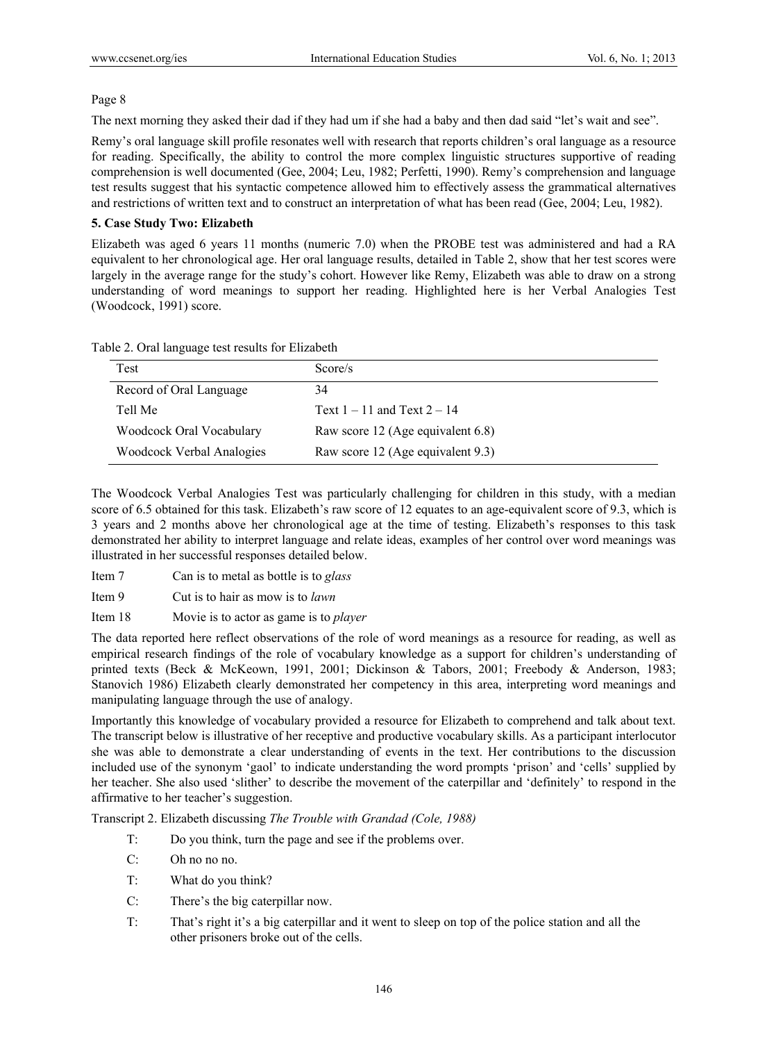Page 8

The next morning they asked their dad if they had um if she had a baby and then dad said "let's wait and see".

Remy's oral language skill profile resonates well with research that reports children's oral language as a resource for reading. Specifically, the ability to control the more complex linguistic structures supportive of reading comprehension is well documented (Gee, 2004; Leu, 1982; Perfetti, 1990). Remy's comprehension and language test results suggest that his syntactic competence allowed him to effectively assess the grammatical alternatives and restrictions of written text and to construct an interpretation of what has been read (Gee, 2004; Leu, 1982).

**5. Case Study Two: Elizabeth**

Elizabeth was aged 6 years 11 months (numeric 7.0) when the PROBE test was administered and had a RA equivalent to her chronological age. Her oral language results, detailed in Table 2, show that her test scores were largely in the average range for the study's cohort. However like Remy, Elizabeth was able to draw on a strong understanding of word meanings to support her reading. Highlighted here is her Verbal Analogies Test (Woodcock, 1991) score.

Table 2. Oral language test results for Elizabeth

| Test | Score/s |
|---|---|
| Record of Oral Language | 34 |
| Tell Me | Text 1 – 11 and Text 2 – 14 |
| Woodcock Oral Vocabulary | Raw score 12 (Age equivalent 6.8) |
| Woodcock Verbal Analogies | Raw score 12 (Age equivalent 9.3) |

The Woodcock Verbal Analogies Test was particularly challenging for children in this study, with a median score of 6.5 obtained for this task. Elizabeth's raw score of 12 equates to an age-equivalent score of 9.3, which is 3 years and 2 months above her chronological age at the time of testing. Elizabeth's responses to this task demonstrated her ability to interpret language and relate ideas, examples of her control over word meanings was illustrated in her successful responses detailed below.

Item 7 Can is to metal as bottle is to *glass*

Item 9 Cut is to hair as mow is to *lawn*

Item 18 Movie is to actor as game is to *player*

The data reported here reflect observations of the role of word meanings as a resource for reading, as well as empirical research findings of the role of vocabulary knowledge as a support for children's understanding of printed texts (Beck & McKeown, 1991, 2001; Dickinson & Tabors, 2001; Freebody & Anderson, 1983; Stanovich 1986) Elizabeth clearly demonstrated her competency in this area, interpreting word meanings and manipulating language through the use of analogy.

Importantly this knowledge of vocabulary provided a resource for Elizabeth to comprehend and talk about text. The transcript below is illustrative of her receptive and productive vocabulary skills. As a participant interlocutor she was able to demonstrate a clear understanding of events in the text. Her contributions to the discussion included use of the synonym 'gaol' to indicate understanding the word prompts 'prison' and 'cells' supplied by her teacher. She also used 'slither' to describe the movement of the caterpillar and 'definitely' to respond in the affirmative to her teacher's suggestion.

Transcript 2. Elizabeth discussing *The Trouble with Grandad (Cole, 1988)*

T: Do you think, turn the page and see if the problems over.

C: Oh no no no.

T: What do you think?

C: There's the big caterpillar now.

T: That's right it's a big caterpillar and it went to sleep on top of the police station and all the other prisoners broke out of the cells.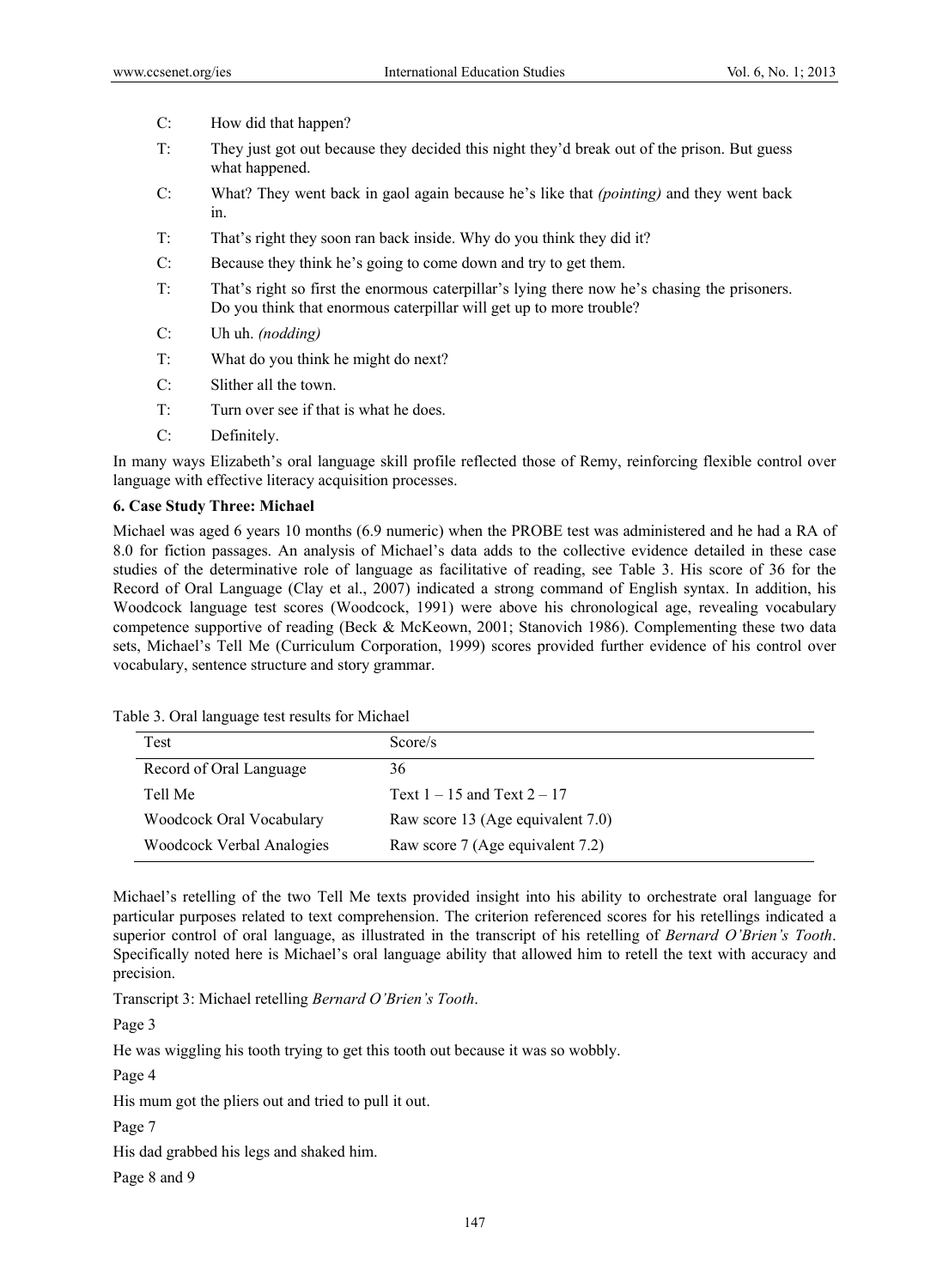C: How did that happen?

T: They just got out because they decided this night they'd break out of the prison. But guess what happened.

C: What? They went back in gaol again because he's like that *(pointing)* and they went back in.

T: That's right they soon ran back inside. Why do you think they did it?

C: Because they think he's going to come down and try to get them.

T: That's right so first the enormous caterpillar's lying there now he's chasing the prisoners. Do you think that enormous caterpillar will get up to more trouble?

C: Uh uh. *(nodding)*

T: What do you think he might do next?

C: Slither all the town.

T: Turn over see if that is what he does.

C: Definitely.

In many ways Elizabeth's oral language skill profile reflected those of Remy, reinforcing flexible control over language with effective literacy acquisition processes.

### 6. Case Study Three: Michael

Michael was aged 6 years 10 months (6.9 numeric) when the PROBE test was administered and he had a RA of 8.0 for fiction passages. An analysis of Michael's data adds to the collective evidence detailed in these case studies of the determinative role of language as facilitative of reading, see Table 3. His score of 36 for the Record of Oral Language (Clay et al., 2007) indicated a strong command of English syntax. In addition, his Woodcock language test scores (Woodcock, 1991) were above his chronological age, revealing vocabulary competence supportive of reading (Beck & McKeown, 2001; Stanovich 1986). Complementing these two data sets, Michael's Tell Me (Curriculum Corporation, 1999) scores provided further evidence of his control over vocabulary, sentence structure and story grammar.

Table 3. Oral language test results for Michael

| Test | Score/s |
|---|---|
| Record of Oral Language | 36 |
| Tell Me | Text 1 – 15 and Text 2 – 17 |
| Woodcock Oral Vocabulary | Raw score 13 (Age equivalent 7.0) |
| Woodcock Verbal Analogies | Raw score 7 (Age equivalent 7.2) |

Michael's retelling of the two Tell Me texts provided insight into his ability to orchestrate oral language for particular purposes related to text comprehension. The criterion referenced scores for his retellings indicated a superior control of oral language, as illustrated in the transcript of his retelling of *Bernard O'Brien's Tooth*. Specifically noted here is Michael's oral language ability that allowed him to retell the text with accuracy and precision.

Transcript 3: Michael retelling *Bernard O'Brien's Tooth*.

Page 3

He was wiggling his tooth trying to get this tooth out because it was so wobbly.

Page 4

His mum got the pliers out and tried to pull it out.

Page 7

His dad grabbed his legs and shaked him.

Page 8 and 9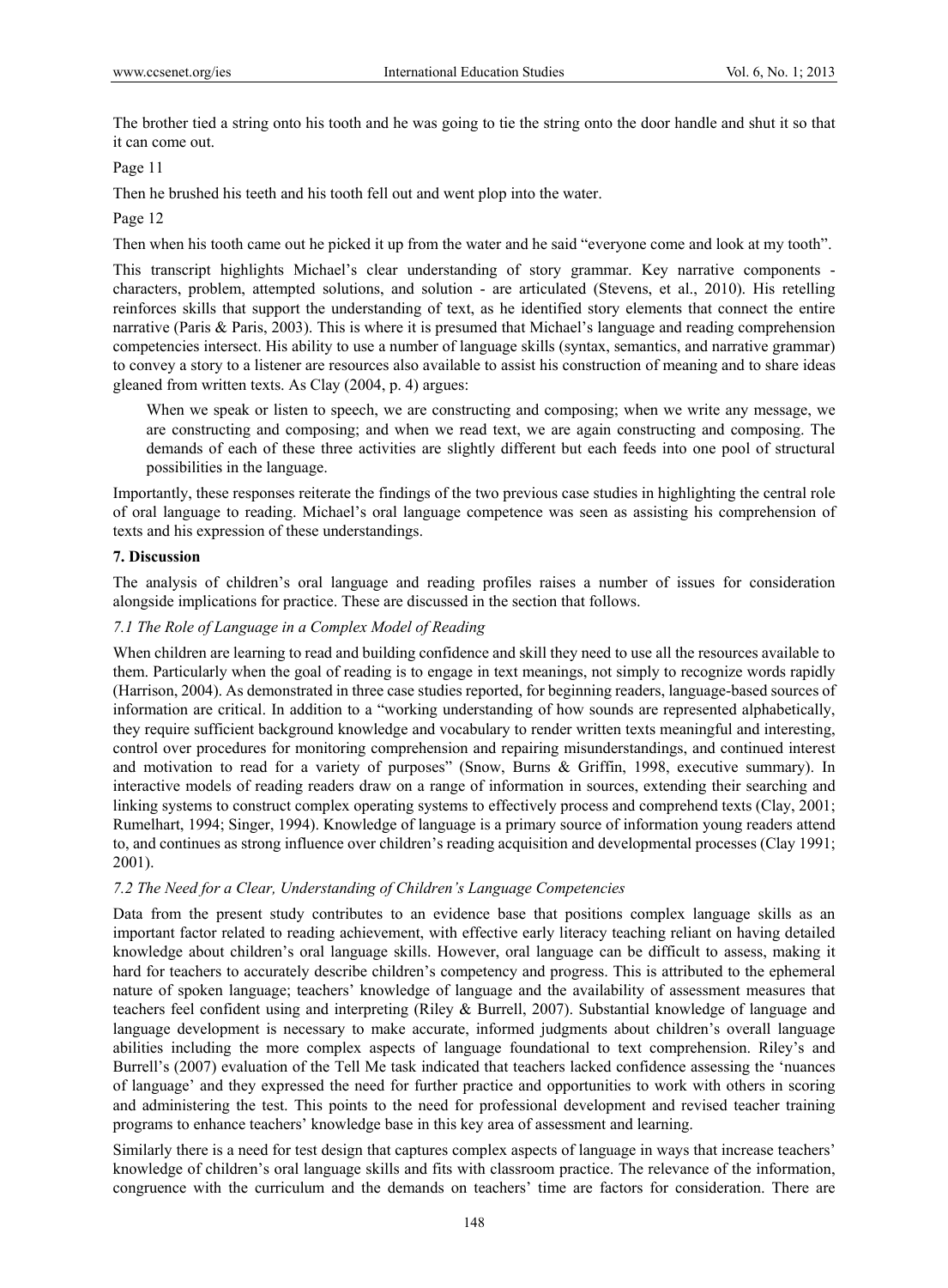The brother tied a string onto his tooth and he was going to tie the string onto the door handle and shut it so that it can come out.

Page 11

Then he brushed his teeth and his tooth fell out and went plop into the water.

Page 12

Then when his tooth came out he picked it up from the water and he said "everyone come and look at my tooth".

This transcript highlights Michael's clear understanding of story grammar. Key narrative components - characters, problem, attempted solutions, and solution - are articulated (Stevens, et al., 2010). His retelling reinforces skills that support the understanding of text, as he identified story elements that connect the entire narrative (Paris & Paris, 2003). This is where it is presumed that Michael's language and reading comprehension competencies intersect. His ability to use a number of language skills (syntax, semantics, and narrative grammar) to convey a story to a listener are resources also available to assist his construction of meaning and to share ideas gleaned from written texts. As Clay (2004, p. 4) argues:

> When we speak or listen to speech, we are constructing and composing; when we write any message, we are constructing and composing; and when we read text, we are again constructing and composing. The demands of each of these three activities are slightly different but each feeds into one pool of structural possibilities in the language.

Importantly, these responses reiterate the findings of the two previous case studies in highlighting the central role of oral language to reading. Michael's oral language competence was seen as assisting his comprehension of texts and his expression of these understandings.

## 7. Discussion

The analysis of children's oral language and reading profiles raises a number of issues for consideration alongside implications for practice. These are discussed in the section that follows.

### *7.1 The Role of Language in a Complex Model of Reading*

When children are learning to read and building confidence and skill they need to use all the resources available to them. Particularly when the goal of reading is to engage in text meanings, not simply to recognize words rapidly (Harrison, 2004). As demonstrated in three case studies reported, for beginning readers, language-based sources of information are critical. In addition to a "working understanding of how sounds are represented alphabetically, they require sufficient background knowledge and vocabulary to render written texts meaningful and interesting, control over procedures for monitoring comprehension and repairing misunderstandings, and continued interest and motivation to read for a variety of purposes" (Snow, Burns & Griffin, 1998, executive summary). In interactive models of reading readers draw on a range of information in sources, extending their searching and linking systems to construct complex operating systems to effectively process and comprehend texts (Clay, 2001; Rumelhart, 1994; Singer, 1994). Knowledge of language is a primary source of information young readers attend to, and continues as strong influence over children's reading acquisition and developmental processes (Clay 1991; 2001).

### *7.2 The Need for a Clear, Understanding of Children's Language Competencies*

Data from the present study contributes to an evidence base that positions complex language skills as an important factor related to reading achievement, with effective early literacy teaching reliant on having detailed knowledge about children's oral language skills. However, oral language can be difficult to assess, making it hard for teachers to accurately describe children's competency and progress. This is attributed to the ephemeral nature of spoken language; teachers' knowledge of language and the availability of assessment measures that teachers feel confident using and interpreting (Riley & Burrell, 2007). Substantial knowledge of language and language development is necessary to make accurate, informed judgments about children's overall language abilities including the more complex aspects of language foundational to text comprehension. Riley's and Burrell's (2007) evaluation of the Tell Me task indicated that teachers lacked confidence assessing the 'nuances of language' and they expressed the need for further practice and opportunities to work with others in scoring and administering the test. This points to the need for professional development and revised teacher training programs to enhance teachers' knowledge base in this key area of assessment and learning.

Similarly there is a need for test design that captures complex aspects of language in ways that increase teachers' knowledge of children's oral language skills and fits with classroom practice. The relevance of the information, congruence with the curriculum and the demands on teachers' time are factors for consideration. There are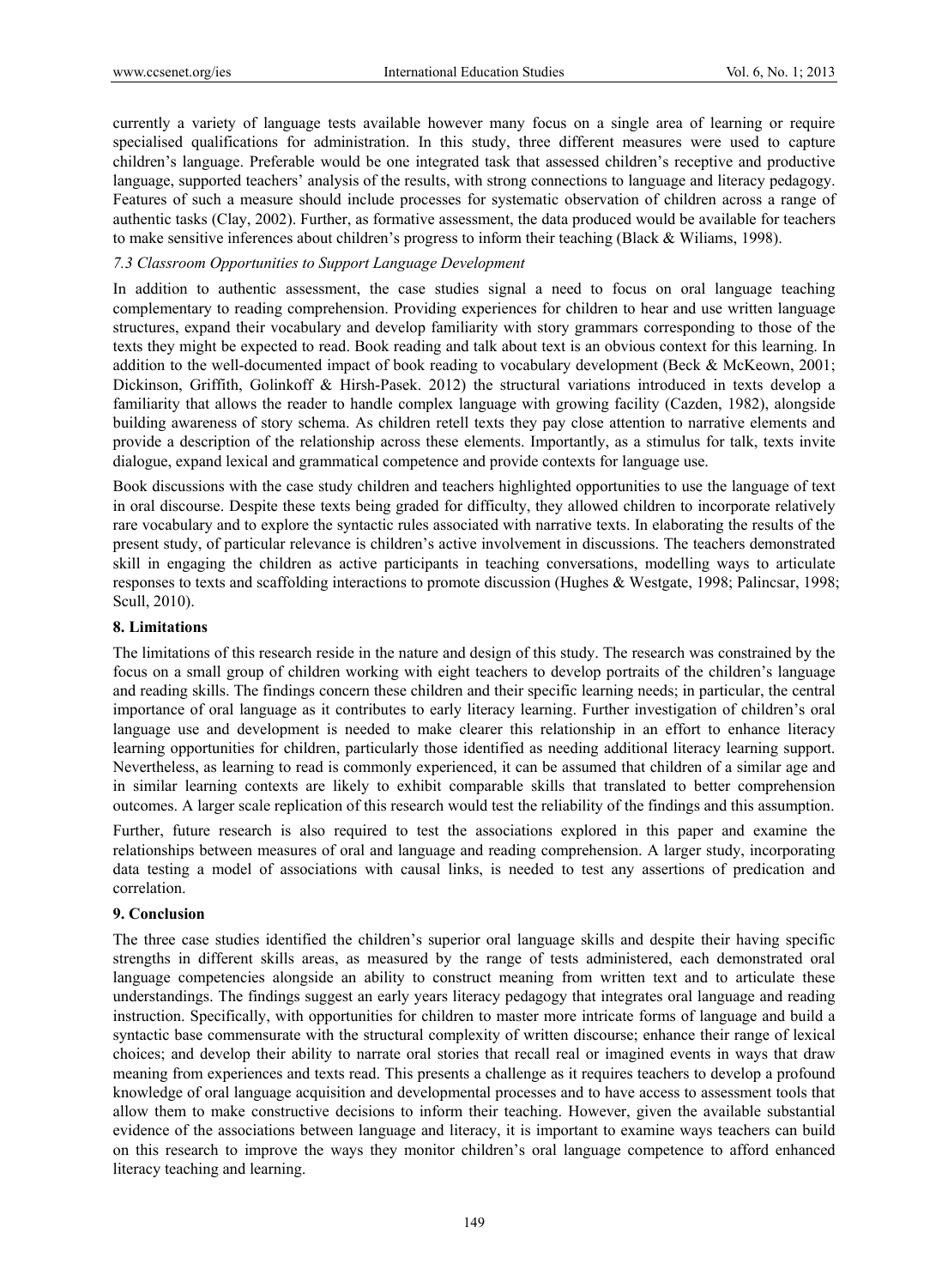currently a variety of language tests available however many focus on a single area of learning or require specialised qualifications for administration. In this study, three different measures were used to capture children's language. Preferable would be one integrated task that assessed children's receptive and productive language, supported teachers' analysis of the results, with strong connections to language and literacy pedagogy. Features of such a measure should include processes for systematic observation of children across a range of authentic tasks (Clay, 2002). Further, as formative assessment, the data produced would be available for teachers to make sensitive inferences about children's progress to inform their teaching (Black & Wiliams, 1998).

### *7.3 Classroom Opportunities to Support Language Development*

In addition to authentic assessment, the case studies signal a need to focus on oral language teaching complementary to reading comprehension. Providing experiences for children to hear and use written language structures, expand their vocabulary and develop familiarity with story grammars corresponding to those of the texts they might be expected to read. Book reading and talk about text is an obvious context for this learning. In addition to the well-documented impact of book reading to vocabulary development (Beck & McKeown, 2001; Dickinson, Griffith, Golinkoff & Hirsh-Pasek. 2012) the structural variations introduced in texts develop a familiarity that allows the reader to handle complex language with growing facility (Cazden, 1982), alongside building awareness of story schema. As children retell texts they pay close attention to narrative elements and provide a description of the relationship across these elements. Importantly, as a stimulus for talk, texts invite dialogue, expand lexical and grammatical competence and provide contexts for language use.

Book discussions with the case study children and teachers highlighted opportunities to use the language of text in oral discourse. Despite these texts being graded for difficulty, they allowed children to incorporate relatively rare vocabulary and to explore the syntactic rules associated with narrative texts. In elaborating the results of the present study, of particular relevance is children's active involvement in discussions. The teachers demonstrated skill in engaging the children as active participants in teaching conversations, modelling ways to articulate responses to texts and scaffolding interactions to promote discussion (Hughes & Westgate, 1998; Palincsar, 1998; Scull, 2010).

## 8. Limitations

The limitations of this research reside in the nature and design of this study. The research was constrained by the focus on a small group of children working with eight teachers to develop portraits of the children's language and reading skills. The findings concern these children and their specific learning needs; in particular, the central importance of oral language as it contributes to early literacy learning. Further investigation of children's oral language use and development is needed to make clearer this relationship in an effort to enhance literacy learning opportunities for children, particularly those identified as needing additional literacy learning support. Nevertheless, as learning to read is commonly experienced, it can be assumed that children of a similar age and in similar learning contexts are likely to exhibit comparable skills that translated to better comprehension outcomes. A larger scale replication of this research would test the reliability of the findings and this assumption.

Further, future research is also required to test the associations explored in this paper and examine the relationships between measures of oral and language and reading comprehension. A larger study, incorporating data testing a model of associations with causal links, is needed to test any assertions of predication and correlation.

## 9. Conclusion

The three case studies identified the children's superior oral language skills and despite their having specific strengths in different skills areas, as measured by the range of tests administered, each demonstrated oral language competencies alongside an ability to construct meaning from written text and to articulate these understandings. The findings suggest an early years literacy pedagogy that integrates oral language and reading instruction. Specifically, with opportunities for children to master more intricate forms of language and build a syntactic base commensurate with the structural complexity of written discourse; enhance their range of lexical choices; and develop their ability to narrate oral stories that recall real or imagined events in ways that draw meaning from experiences and texts read. This presents a challenge as it requires teachers to develop a profound knowledge of oral language acquisition and developmental processes and to have access to assessment tools that allow them to make constructive decisions to inform their teaching. However, given the available substantial evidence of the associations between language and literacy, it is important to examine ways teachers can build on this research to improve the ways they monitor children's oral language competence to afford enhanced literacy teaching and learning.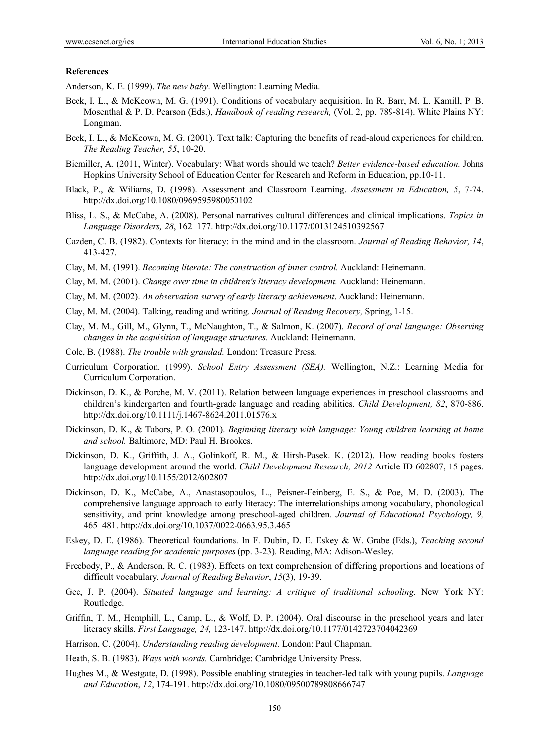**References**

Anderson, K. E. (1999). *The new baby*. Wellington: Learning Media.

Beck, I. L., & McKeown, M. G. (1991). Conditions of vocabulary acquisition. In R. Barr, M. L. Kamill, P. B. Mosenthal & P. D. Pearson (Eds.), *Handbook of reading research,* (Vol. 2, pp. 789-814). White Plains NY: Longman.

Beck, I. L., & McKeown, M. G. (2001). Text talk: Capturing the benefits of read-aloud experiences for children. *The Reading Teacher, 55*, 10-20.

Biemiller, A. (2011, Winter). Vocabulary: What words should we teach? *Better evidence-based education.* Johns Hopkins University School of Education Center for Research and Reform in Education, pp.10-11.

Black, P., & Wiliams, D. (1998). Assessment and Classroom Learning. *Assessment in Education, 5*, 7-74. http://dx.doi.org/10.1080/0969595980050102

Bliss, L. S., & McCabe, A. (2008). Personal narratives cultural differences and clinical implications. *Topics in Language Disorders, 28*, 162–177. http://dx.doi.org/10.1177/0013124510392567

Cazden, C. B. (1982). Contexts for literacy: in the mind and in the classroom. *Journal of Reading Behavior, 14*, 413-427.

Clay, M. M. (1991). *Becoming literate: The construction of inner control.* Auckland: Heinemann.

Clay, M. M. (2001). *Change over time in children's literacy development.* Auckland: Heinemann.

Clay, M. M. (2002). *An observation survey of early literacy achievement*. Auckland: Heinemann.

Clay, M. M. (2004). Talking, reading and writing. *Journal of Reading Recovery,* Spring, 1-15.

Clay, M. M., Gill, M., Glynn, T., McNaughton, T., & Salmon, K. (2007). *Record of oral language: Observing changes in the acquisition of language structures.* Auckland: Heinemann.

Cole, B. (1988). *The trouble with grandad.* London: Treasure Press.

Curriculum Corporation. (1999). *School Entry Assessment (SEA).* Wellington, N.Z.: Learning Media for Curriculum Corporation.

Dickinson, D. K., & Porche, M. V. (2011). Relation between language experiences in preschool classrooms and children's kindergarten and fourth-grade language and reading abilities. *Child Development, 82*, 870-886. http://dx.doi.org/10.1111/j.1467-8624.2011.01576.x

Dickinson, D. K., & Tabors, P. O. (2001). *Beginning literacy with language: Young children learning at home and school.* Baltimore, MD: Paul H. Brookes.

Dickinson, D. K., Griffith, J. A., Golinkoff, R. M., & Hirsh-Pasek. K. (2012). How reading books fosters language development around the world. *Child Development Research, 2012* Article ID 602807, 15 pages. http://dx.doi.org/10.1155/2012/602807

Dickinson, D. K., McCabe, A., Anastasopoulos, L., Peisner-Feinberg, E. S., & Poe, M. D. (2003). The comprehensive language approach to early literacy: The interrelationships among vocabulary, phonological sensitivity, and print knowledge among preschool-aged children. *Journal of Educational Psychology, 9,* 465–481. http://dx.doi.org/10.1037/0022-0663.95.3.465

Eskey, D. E. (1986). Theoretical foundations. In F. Dubin, D. E. Eskey & W. Grabe (Eds.), *Teaching second language reading for academic purposes* (pp. 3-23). Reading, MA: Adison-Wesley.

Freebody, P., & Anderson, R. C. (1983). Effects on text comprehension of differing proportions and locations of difficult vocabulary. *Journal of Reading Behavior*, *15*(3), 19-39.

Gee, J. P. (2004). *Situated language and learning: A critique of traditional schooling.* New York NY: Routledge.

Griffin, T. M., Hemphill, L., Camp, L., & Wolf, D. P. (2004). Oral discourse in the preschool years and later literacy skills. *First Language, 24,* 123-147. http://dx.doi.org/10.1177/0142723704042369

Harrison, C. (2004). *Understanding reading development.* London: Paul Chapman.

Heath, S. B. (1983). *Ways with words.* Cambridge: Cambridge University Press.

Hughes M., & Westgate, D. (1998). Possible enabling strategies in teacher-led talk with young pupils. *Language and Education*, *12*, 174-191. http://dx.doi.org/10.1080/09500789808666747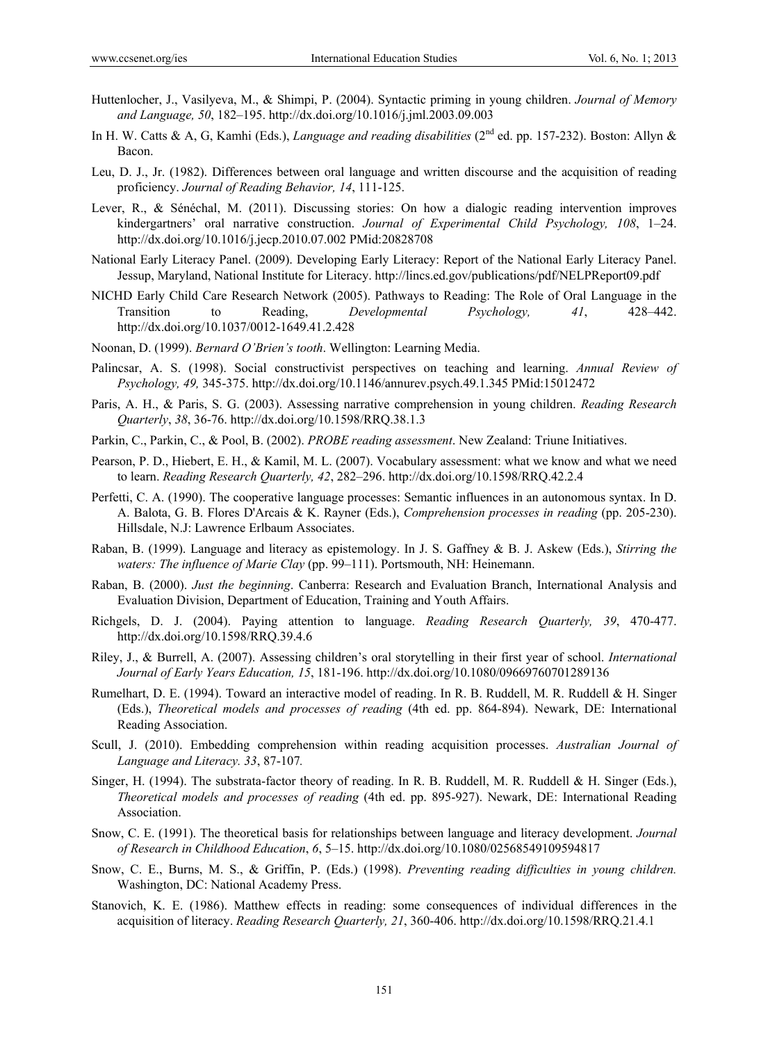Huttenlocher, J., Vasilyeva, M., & Shimpi, P. (2004). Syntactic priming in young children. *Journal of Memory and Language, 50*, 182–195. http://dx.doi.org/10.1016/j.jml.2003.09.003

In H. W. Catts & A, G, Kamhi (Eds.), *Language and reading disabilities* (2nd ed. pp. 157-232). Boston: Allyn & Bacon.

Leu, D. J., Jr. (1982). Differences between oral language and written discourse and the acquisition of reading proficiency. *Journal of Reading Behavior, 14*, 111-125.

Lever, R., & Sénéchal, M. (2011). Discussing stories: On how a dialogic reading intervention improves kindergartners' oral narrative construction. *Journal of Experimental Child Psychology, 108*, 1–24. http://dx.doi.org/10.1016/j.jecp.2010.07.002 PMid:20828708

National Early Literacy Panel. (2009). Developing Early Literacy: Report of the National Early Literacy Panel. Jessup, Maryland, National Institute for Literacy. http://lincs.ed.gov/publications/pdf/NELPReport09.pdf

NICHD Early Child Care Research Network (2005). Pathways to Reading: The Role of Oral Language in the Transition to Reading, *Developmental Psychology, 41*, 428–442. http://dx.doi.org/10.1037/0012-1649.41.2.428

Noonan, D. (1999). *Bernard O'Brien's tooth*. Wellington: Learning Media.

Palincsar, A. S. (1998). Social constructivist perspectives on teaching and learning. *Annual Review of Psychology, 49,* 345-375. http://dx.doi.org/10.1146/annurev.psych.49.1.345 PMid:15012472

Paris, A. H., & Paris, S. G. (2003). Assessing narrative comprehension in young children. *Reading Research Quarterly*, *38*, 36-76. http://dx.doi.org/10.1598/RRQ.38.1.3

Parkin, C., Parkin, C., & Pool, B. (2002). *PROBE reading assessment*. New Zealand: Triune Initiatives.

Pearson, P. D., Hiebert, E. H., & Kamil, M. L. (2007). Vocabulary assessment: what we know and what we need to learn. *Reading Research Quarterly, 42*, 282–296. http://dx.doi.org/10.1598/RRQ.42.2.4

Perfetti, C. A. (1990). The cooperative language processes: Semantic influences in an autonomous syntax. In D. A. Balota, G. B. Flores D'Arcais & K. Rayner (Eds.), *Comprehension processes in reading* (pp. 205-230). Hillsdale, N.J: Lawrence Erlbaum Associates.

Raban, B. (1999). Language and literacy as epistemology. In J. S. Gaffney & B. J. Askew (Eds.), *Stirring the waters: The influence of Marie Clay* (pp. 99–111). Portsmouth, NH: Heinemann.

Raban, B. (2000). *Just the beginning*. Canberra: Research and Evaluation Branch, International Analysis and Evaluation Division, Department of Education, Training and Youth Affairs.

Richgels, D. J. (2004). Paying attention to language. *Reading Research Quarterly, 39*, 470-477. http://dx.doi.org/10.1598/RRQ.39.4.6

Riley, J., & Burrell, A. (2007). Assessing children's oral storytelling in their first year of school. *International Journal of Early Years Education, 15*, 181-196. http://dx.doi.org/10.1080/09669760701289136

Rumelhart, D. E. (1994). Toward an interactive model of reading. In R. B. Ruddell, M. R. Ruddell & H. Singer (Eds.), *Theoretical models and processes of reading* (4th ed. pp. 864-894). Newark, DE: International Reading Association.

Scull, J. (2010). Embedding comprehension within reading acquisition processes. *Australian Journal of Language and Literacy. 33*, 87-107*.*

Singer, H. (1994). The substrata-factor theory of reading. In R. B. Ruddell, M. R. Ruddell & H. Singer (Eds.), *Theoretical models and processes of reading* (4th ed. pp. 895-927). Newark, DE: International Reading Association.

Snow, C. E. (1991). The theoretical basis for relationships between language and literacy development. *Journal of Research in Childhood Education*, *6*, 5–15. http://dx.doi.org/10.1080/02568549109594817

Snow, C. E., Burns, M. S., & Griffin, P. (Eds.) (1998). *Preventing reading difficulties in young children.* Washington, DC: National Academy Press.

Stanovich, K. E. (1986). Matthew effects in reading: some consequences of individual differences in the acquisition of literacy. *Reading Research Quarterly, 21*, 360-406. http://dx.doi.org/10.1598/RRQ.21.4.1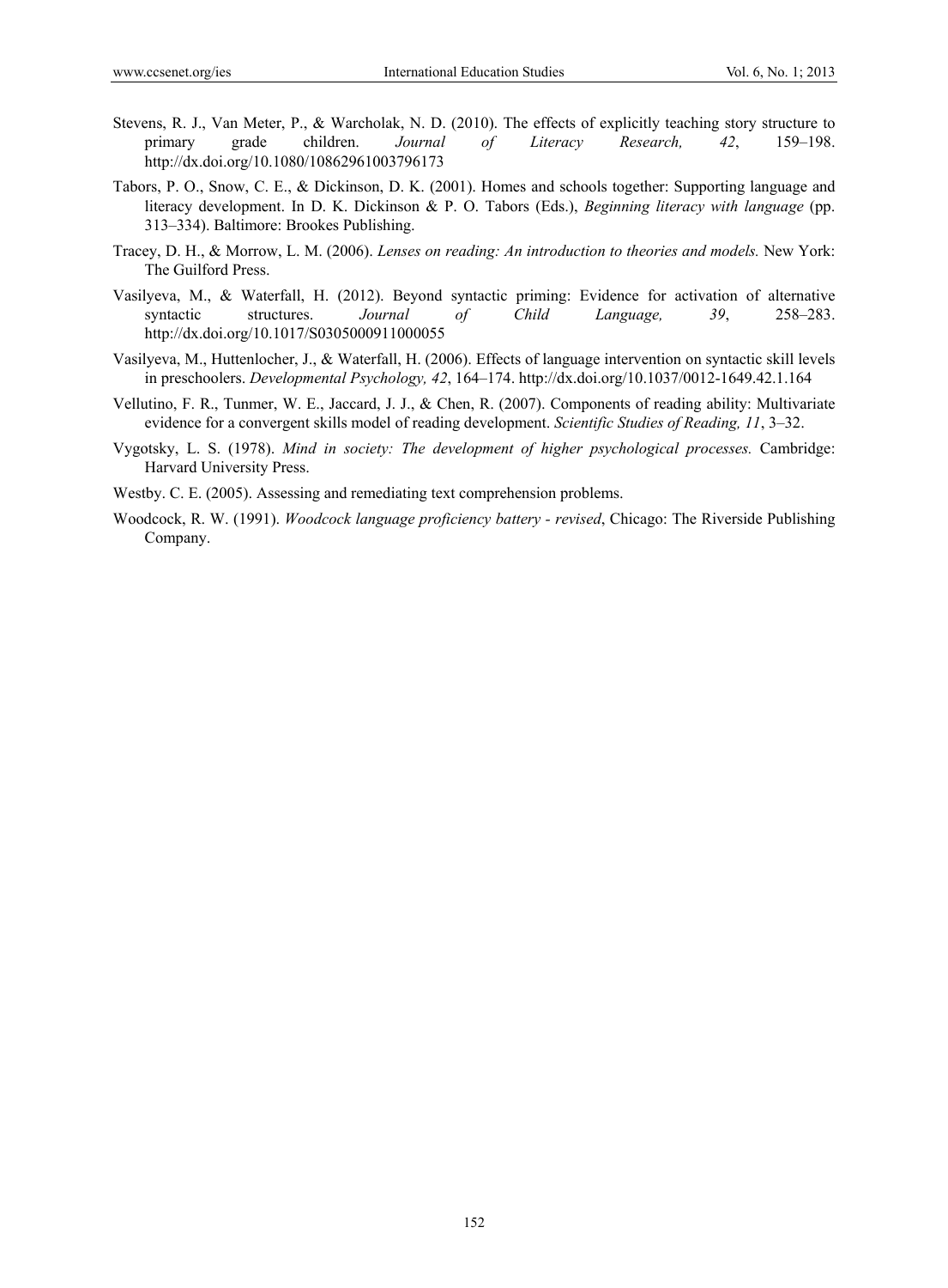Stevens, R. J., Van Meter, P., & Warcholak, N. D. (2010). The effects of explicitly teaching story structure to primary grade children. *Journal of Literacy Research, 42*, 159–198. http://dx.doi.org/10.1080/10862961003796173

Tabors, P. O., Snow, C. E., & Dickinson, D. K. (2001). Homes and schools together: Supporting language and literacy development. In D. K. Dickinson & P. O. Tabors (Eds.), *Beginning literacy with language* (pp. 313–334). Baltimore: Brookes Publishing.

Tracey, D. H., & Morrow, L. M. (2006). *Lenses on reading: An introduction to theories and models.* New York: The Guilford Press.

Vasilyeva, M., & Waterfall, H. (2012). Beyond syntactic priming: Evidence for activation of alternative syntactic structures. *Journal of Child Language, 39*, 258–283. http://dx.doi.org/10.1017/S0305000911000055

Vasilyeva, M., Huttenlocher, J., & Waterfall, H. (2006). Effects of language intervention on syntactic skill levels in preschoolers. *Developmental Psychology, 42*, 164–174. http://dx.doi.org/10.1037/0012-1649.42.1.164

Vellutino, F. R., Tunmer, W. E., Jaccard, J. J., & Chen, R. (2007). Components of reading ability: Multivariate evidence for a convergent skills model of reading development. *Scientific Studies of Reading, 11*, 3–32.

Vygotsky, L. S. (1978). *Mind in society: The development of higher psychological processes.* Cambridge: Harvard University Press.

Westby. C. E. (2005). Assessing and remediating text comprehension problems.

Woodcock, R. W. (1991). *Woodcock language proficiency battery - revised*, Chicago: The Riverside Publishing Company.